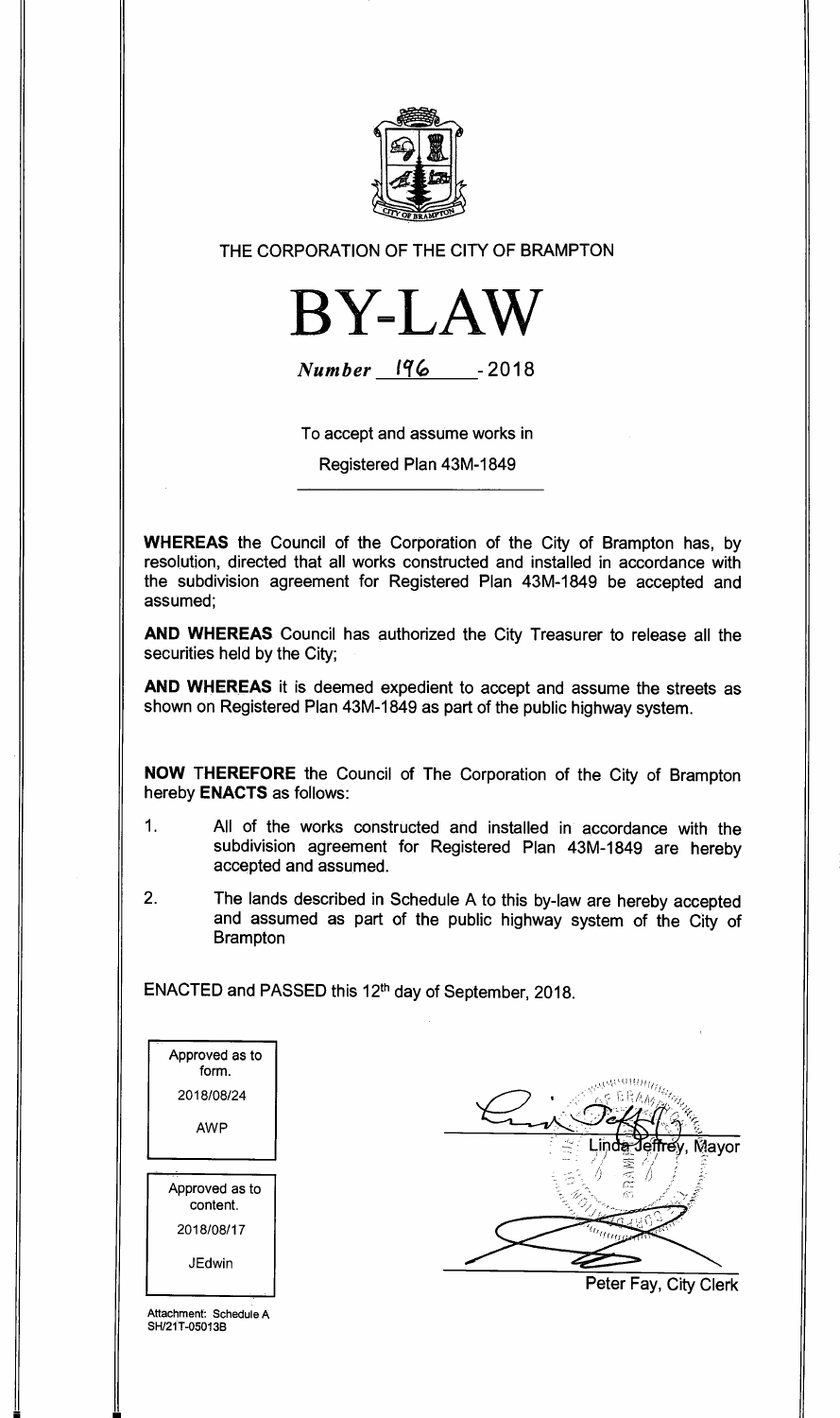THE CORPORATION OF THE CITY OF BRAMPTON

# BY-LAW

*Number* 196 - 2018

To accept and assume works in

Registered Plan 43M-1849

**WHEREAS** the Council of the Corporation of the City of Brampton has, by resolution, directed that all works constructed and installed in accordance with the subdivision agreement for Registered Plan 43M-1849 be accepted and assumed;

**AND WHEREAS** Council has authorized the City Treasurer to release all the securities held by the City;

**AND WHEREAS** it is deemed expedient to accept and assume the streets as shown on Registered Plan 43M-1849 as part of the public highway system.

**NOW THEREFORE** the Council of The Corporation of the City of Brampton hereby **ENACTS** as follows:

1. All of the works constructed and installed in accordance with the subdivision agreement for Registered Plan 43M-1849 are hereby accepted and assumed.

2. The lands described in Schedule A to this by-law are hereby accepted and assumed as part of the public highway system of the City of Brampton

ENACTED and PASSED this 12th day of September, 2018.

Approved as to form.
2018/08/24
AWP

Approved as to content.
2018/08/17
JEdwin

Linda Jeffrey, Mayor

Peter Fay, City Clerk

Attachment: Schedule A
SH/21T-05013B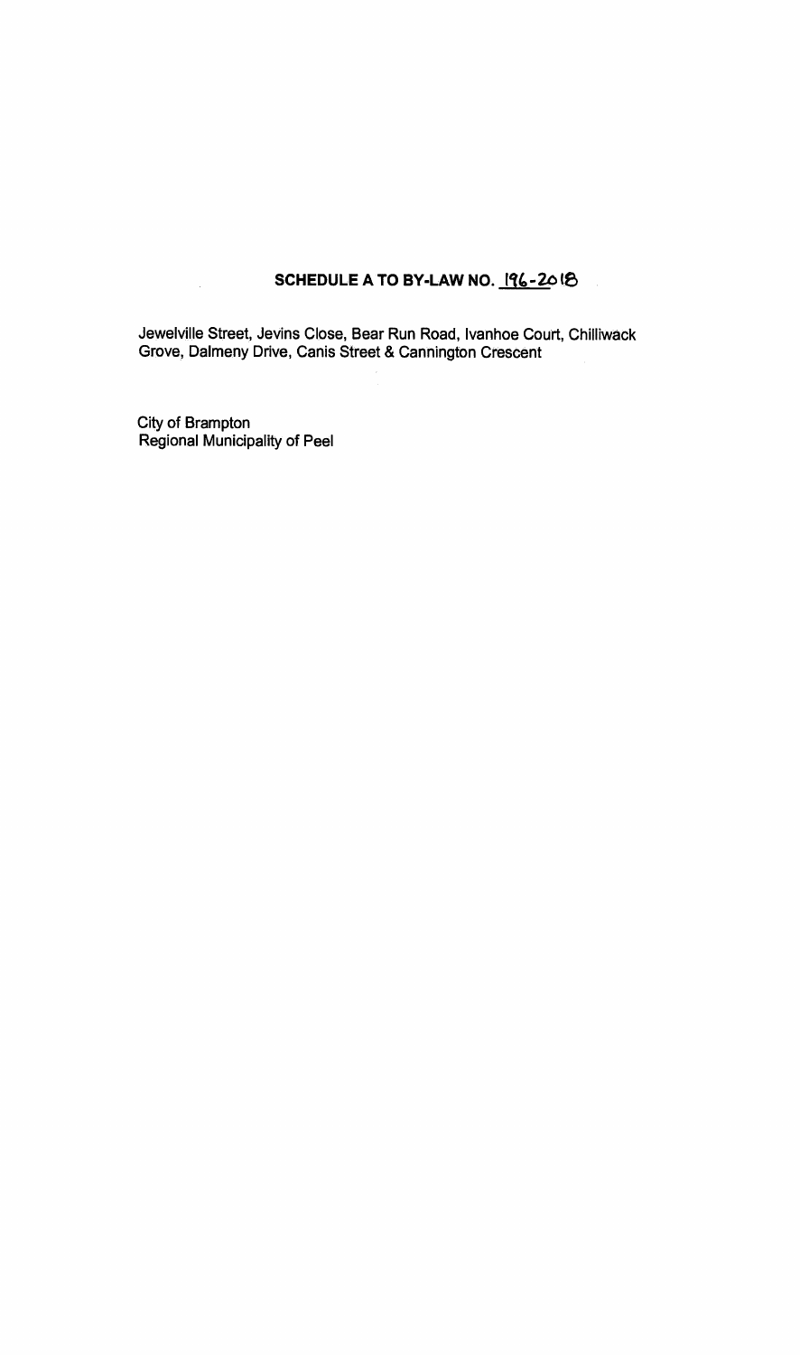## SCHEDULE A TO BY-LAW NO. 196-2018

Jewelville Street, Jevins Close, Bear Run Road, Ivanhoe Court, Chilliwack Grove, Dalmeny Drive, Canis Street & Cannington Crescent

City of Brampton
Regional Municipality of Peel